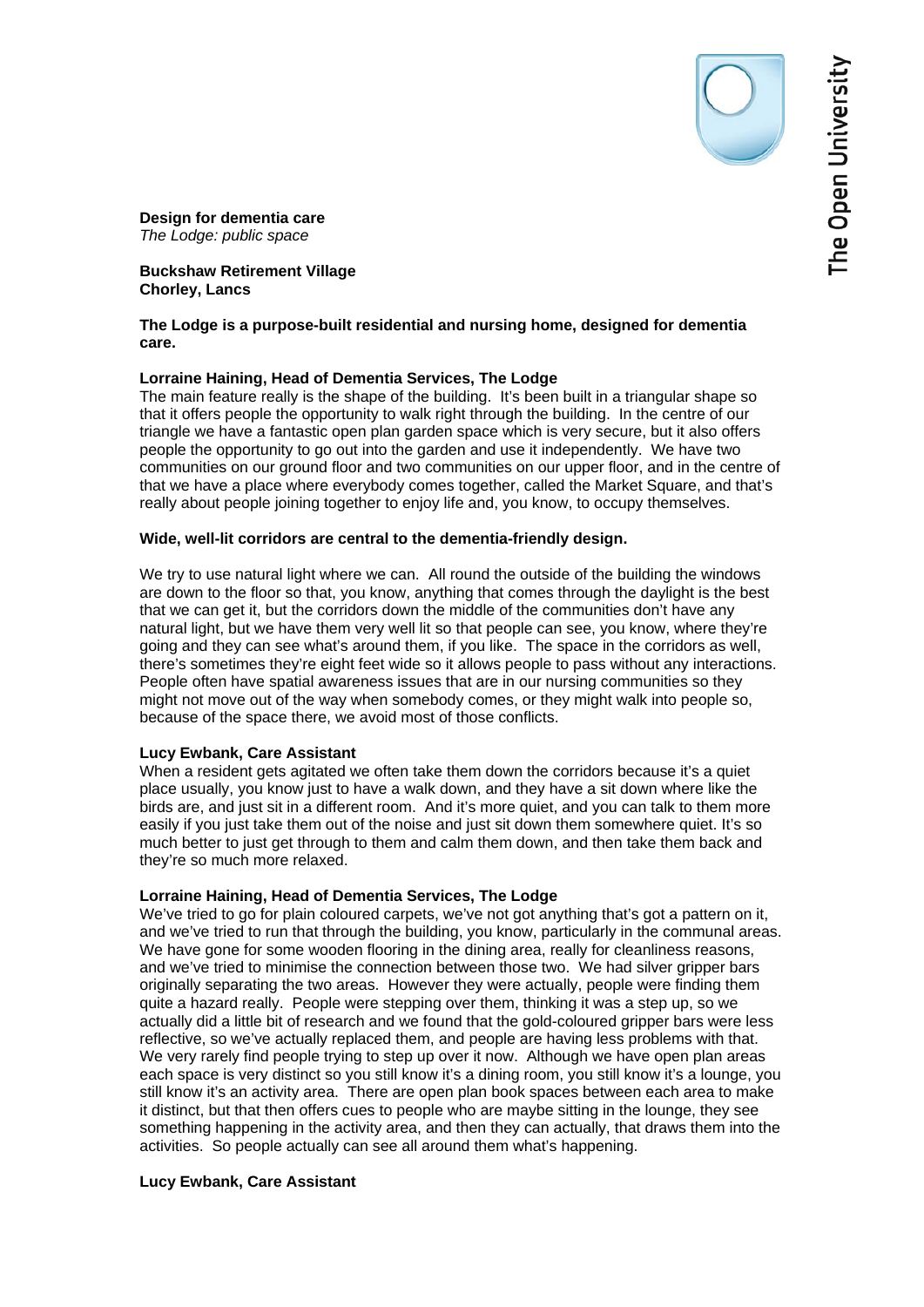**Design for dementia care**
*The Lodge: public space*

**Buckshaw Retirement Village**
**Chorley, Lancs**

**The Lodge is a purpose-built residential and nursing home, designed for dementia care.**

**Lorraine Haining, Head of Dementia Services, The Lodge**
The main feature really is the shape of the building. It's been built in a triangular shape so that it offers people the opportunity to walk right through the building. In the centre of our triangle we have a fantastic open plan garden space which is very secure, but it also offers people the opportunity to go out into the garden and use it independently. We have two communities on our ground floor and two communities on our upper floor, and in the centre of that we have a place where everybody comes together, called the Market Square, and that's really about people joining together to enjoy life and, you know, to occupy themselves.

**Wide, well-lit corridors are central to the dementia-friendly design.**

We try to use natural light where we can. All round the outside of the building the windows are down to the floor so that, you know, anything that comes through the daylight is the best that we can get it, but the corridors down the middle of the communities don't have any natural light, but we have them very well lit so that people can see, you know, where they're going and they can see what's around them, if you like. The space in the corridors as well, there's sometimes they're eight feet wide so it allows people to pass without any interactions. People often have spatial awareness issues that are in our nursing communities so they might not move out of the way when somebody comes, or they might walk into people so, because of the space there, we avoid most of those conflicts.

**Lucy Ewbank, Care Assistant**
When a resident gets agitated we often take them down the corridors because it's a quiet place usually, you know just to have a walk down, and they have a sit down where like the birds are, and just sit in a different room. And it's more quiet, and you can talk to them more easily if you just take them out of the noise and just sit down them somewhere quiet. It's so much better to just get through to them and calm them down, and then take them back and they're so much more relaxed.

**Lorraine Haining, Head of Dementia Services, The Lodge**
We've tried to go for plain coloured carpets, we've not got anything that's got a pattern on it, and we've tried to run that through the building, you know, particularly in the communal areas. We have gone for some wooden flooring in the dining area, really for cleanliness reasons, and we've tried to minimise the connection between those two. We had silver gripper bars originally separating the two areas. However they were actually, people were finding them quite a hazard really. People were stepping over them, thinking it was a step up, so we actually did a little bit of research and we found that the gold-coloured gripper bars were less reflective, so we've actually replaced them, and people are having less problems with that. We very rarely find people trying to step up over it now. Although we have open plan areas each space is very distinct so you still know it's a dining room, you still know it's a lounge, you still know it's an activity area. There are open plan book spaces between each area to make it distinct, but that then offers cues to people who are maybe sitting in the lounge, they see something happening in the activity area, and then they can actually, that draws them into the activities. So people actually can see all around them what's happening.

**Lucy Ewbank, Care Assistant**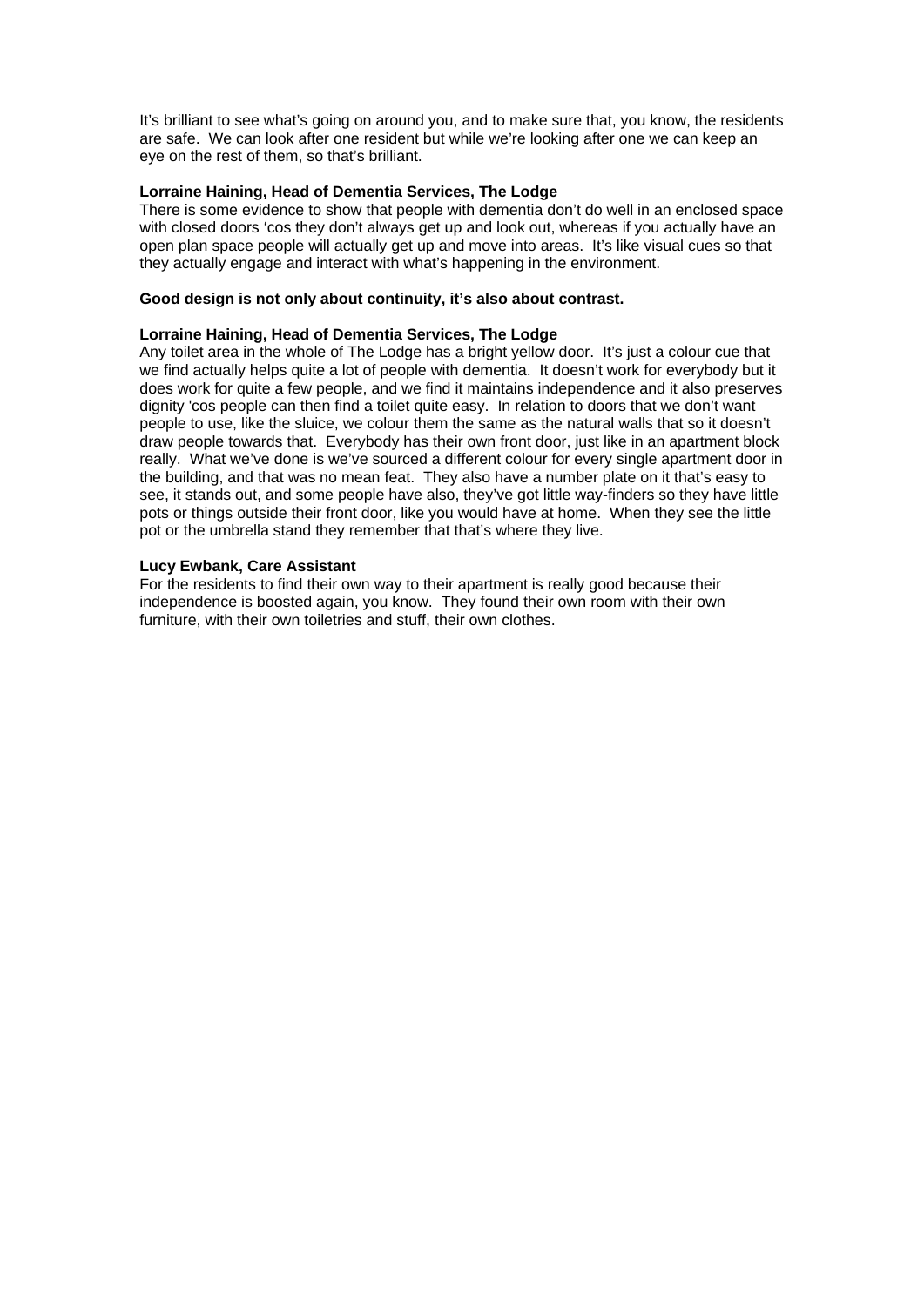It's brilliant to see what's going on around you, and to make sure that, you know, the residents are safe. We can look after one resident but while we're looking after one we can keep an eye on the rest of them, so that's brilliant.

**Lorraine Haining, Head of Dementia Services, The Lodge**
There is some evidence to show that people with dementia don't do well in an enclosed space with closed doors 'cos they don't always get up and look out, whereas if you actually have an open plan space people will actually get up and move into areas. It's like visual cues so that they actually engage and interact with what's happening in the environment.

**Good design is not only about continuity, it's also about contrast.**

**Lorraine Haining, Head of Dementia Services, The Lodge**
Any toilet area in the whole of The Lodge has a bright yellow door. It's just a colour cue that we find actually helps quite a lot of people with dementia. It doesn't work for everybody but it does work for quite a few people, and we find it maintains independence and it also preserves dignity 'cos people can then find a toilet quite easy. In relation to doors that we don't want people to use, like the sluice, we colour them the same as the natural walls that so it doesn't draw people towards that. Everybody has their own front door, just like in an apartment block really. What we've done is we've sourced a different colour for every single apartment door in the building, and that was no mean feat. They also have a number plate on it that's easy to see, it stands out, and some people have also, they've got little way-finders so they have little pots or things outside their front door, like you would have at home. When they see the little pot or the umbrella stand they remember that that's where they live.

**Lucy Ewbank, Care Assistant**
For the residents to find their own way to their apartment is really good because their independence is boosted again, you know. They found their own room with their own furniture, with their own toiletries and stuff, their own clothes.